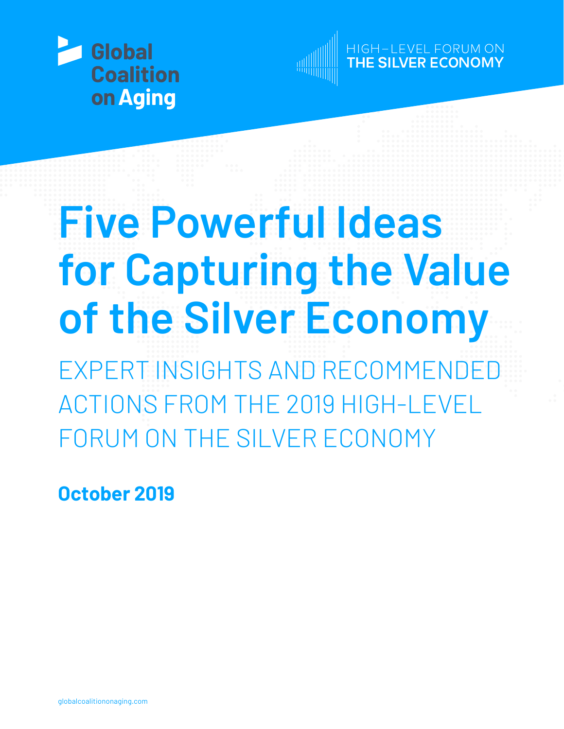Global Coalition on Aging

HIGH–LEVEL FORUM ON
**THE SILVER ECONOMY**

# Five Powerful Ideas for Capturing the Value of the Silver Economy

## EXPERT INSIGHTS AND RECOMMENDED ACTIONS FROM THE 2019 HIGH-LEVEL FORUM ON THE SILVER ECONOMY

**October 2019**

globalcoalitiononaging.com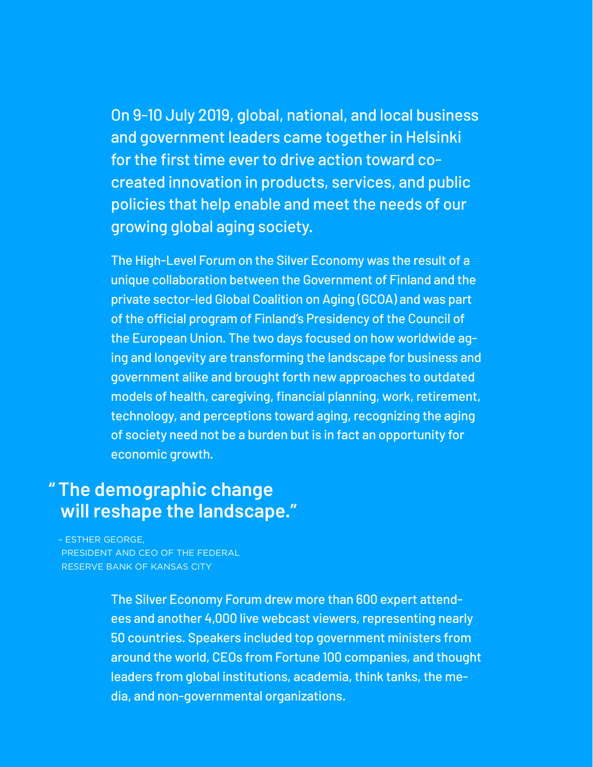On 9-10 July 2019, global, national, and local business and government leaders came together in Helsinki for the first time ever to drive action toward co-created innovation in products, services, and public policies that help enable and meet the needs of our growing global aging society.

The High-Level Forum on the Silver Economy was the result of a unique collaboration between the Government of Finland and the private sector-led Global Coalition on Aging (GCOA) and was part of the official program of Finland's Presidency of the Council of the European Union. The two days focused on how worldwide aging and longevity are transforming the landscape for business and government alike and brought forth new approaches to outdated models of health, caregiving, financial planning, work, retirement, technology, and perceptions toward aging, recognizing the aging of society need not be a burden but is in fact an opportunity for economic growth.

> **"The demographic change will reshape the landscape."**
>
> – ESTHER GEORGE, PRESIDENT AND CEO OF THE FEDERAL RESERVE BANK OF KANSAS CITY

The Silver Economy Forum drew more than 600 expert attendees and another 4,000 live webcast viewers, representing nearly 50 countries. Speakers included top government ministers from around the world, CEOs from Fortune 100 companies, and thought leaders from global institutions, academia, think tanks, the media, and non-governmental organizations.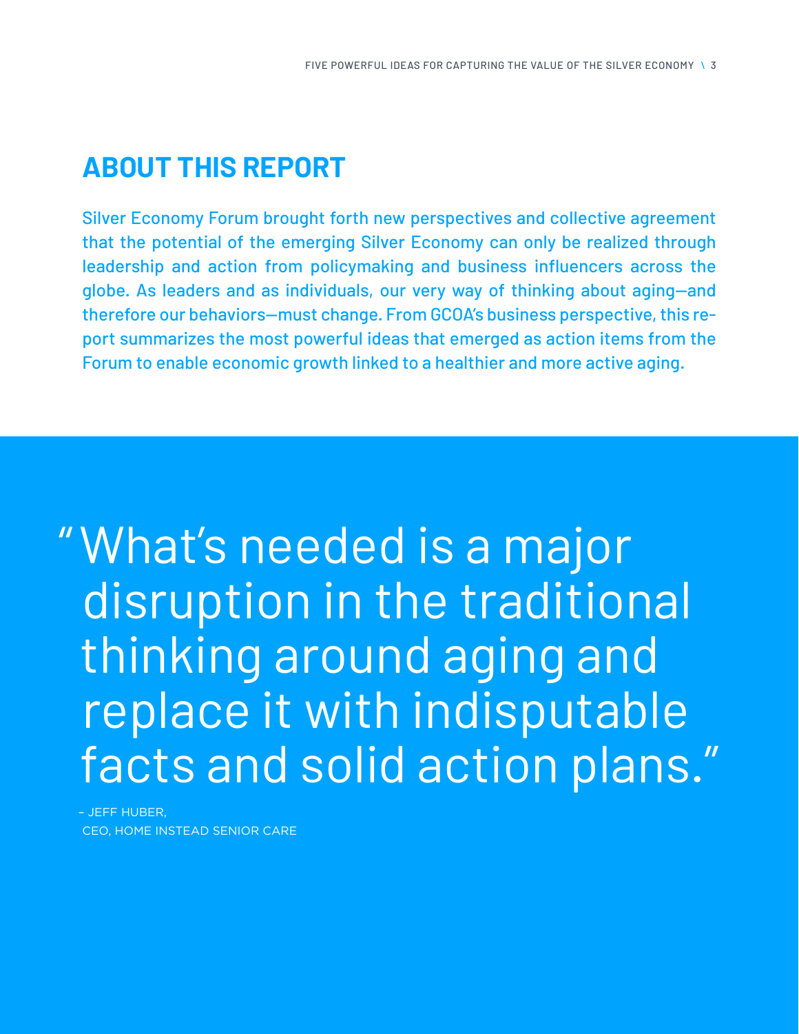## ABOUT THIS REPORT

Silver Economy Forum brought forth new perspectives and collective agreement that the potential of the emerging Silver Economy can only be realized through leadership and action from policymaking and business influencers across the globe. As leaders and as individuals, our very way of thinking about aging—and therefore our behaviors—must change. From GCOA's business perspective, this report summarizes the most powerful ideas that emerged as action items from the Forum to enable economic growth linked to a healthier and more active aging.

> "What's needed is a major disruption in the traditional thinking around aging and replace it with indisputable facts and solid action plans."
>
> – JEFF HUBER,
> CEO, HOME INSTEAD SENIOR CARE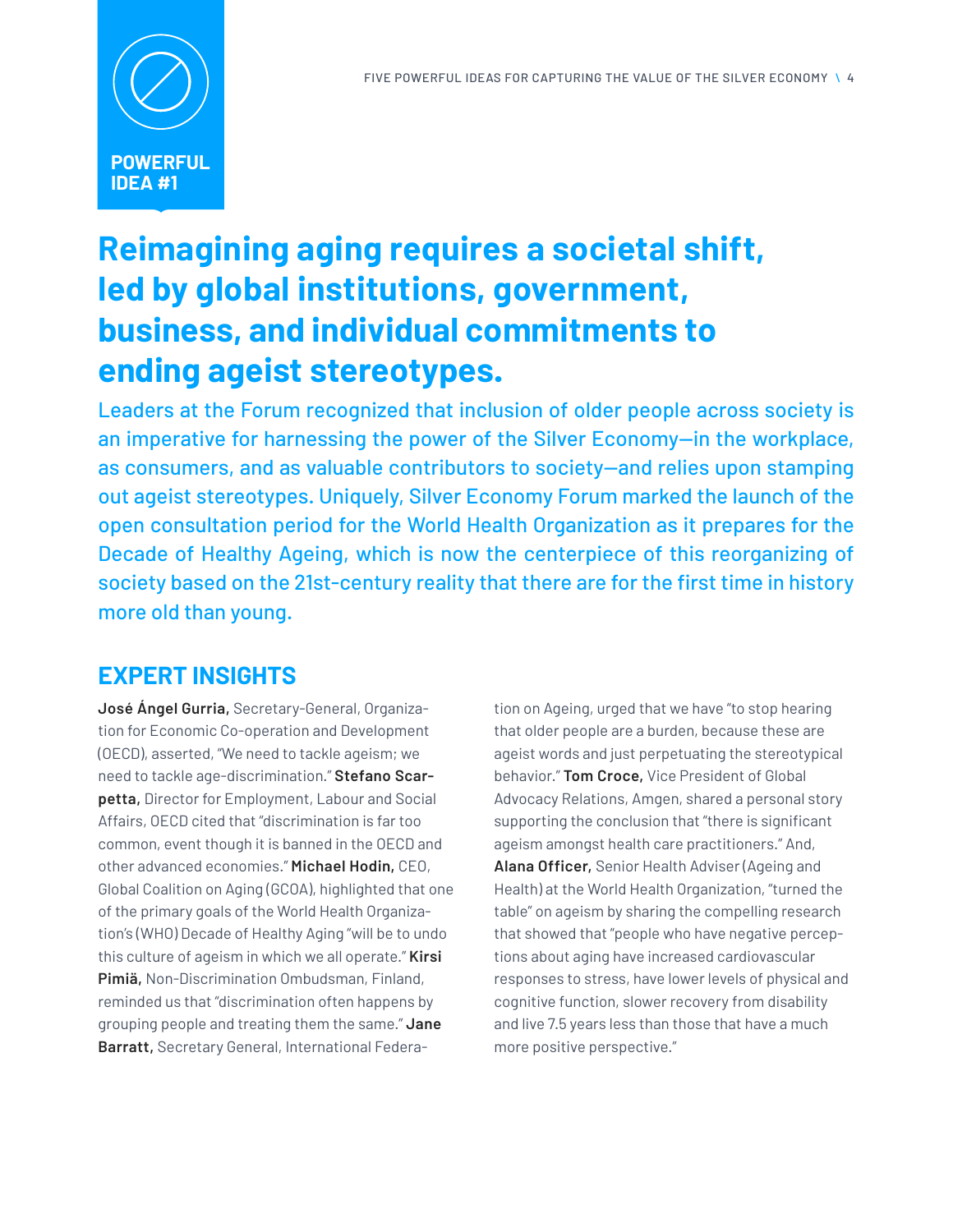POWERFUL IDEA #1

# Reimagining aging requires a societal shift, led by global institutions, government, business, and individual commitments to ending ageist stereotypes.

Leaders at the Forum recognized that inclusion of older people across society is an imperative for harnessing the power of the Silver Economy—in the workplace, as consumers, and as valuable contributors to society—and relies upon stamping out ageist stereotypes. Uniquely, Silver Economy Forum marked the launch of the open consultation period for the World Health Organization as it prepares for the Decade of Healthy Ageing, which is now the centerpiece of this reorganizing of society based on the 21st-century reality that there are for the first time in history more old than young.

## EXPERT INSIGHTS

**José Ángel Gurria,** Secretary-General, Organization for Economic Co-operation and Development (OECD), asserted, "We need to tackle ageism; we need to tackle age-discrimination." **Stefano Scarpetta,** Director for Employment, Labour and Social Affairs, OECD cited that "discrimination is far too common, event though it is banned in the OECD and other advanced economies." **Michael Hodin,** CEO, Global Coalition on Aging (GCOA), highlighted that one of the primary goals of the World Health Organization's (WHO) Decade of Healthy Aging "will be to undo this culture of ageism in which we all operate." **Kirsi Pimiä,** Non-Discrimination Ombudsman, Finland, reminded us that "discrimination often happens by grouping people and treating them the same." **Jane Barratt,** Secretary General, International Federation on Ageing, urged that we have "to stop hearing that older people are a burden, because these are ageist words and just perpetuating the stereotypical behavior." **Tom Croce,** Vice President of Global Advocacy Relations, Amgen, shared a personal story supporting the conclusion that "there is significant ageism amongst health care practitioners." And, **Alana Officer,** Senior Health Adviser (Ageing and Health) at the World Health Organization, "turned the table" on ageism by sharing the compelling research that showed that "people who have negative perceptions about aging have increased cardiovascular responses to stress, have lower levels of physical and cognitive function, slower recovery from disability and live 7.5 years less than those that have a much more positive perspective."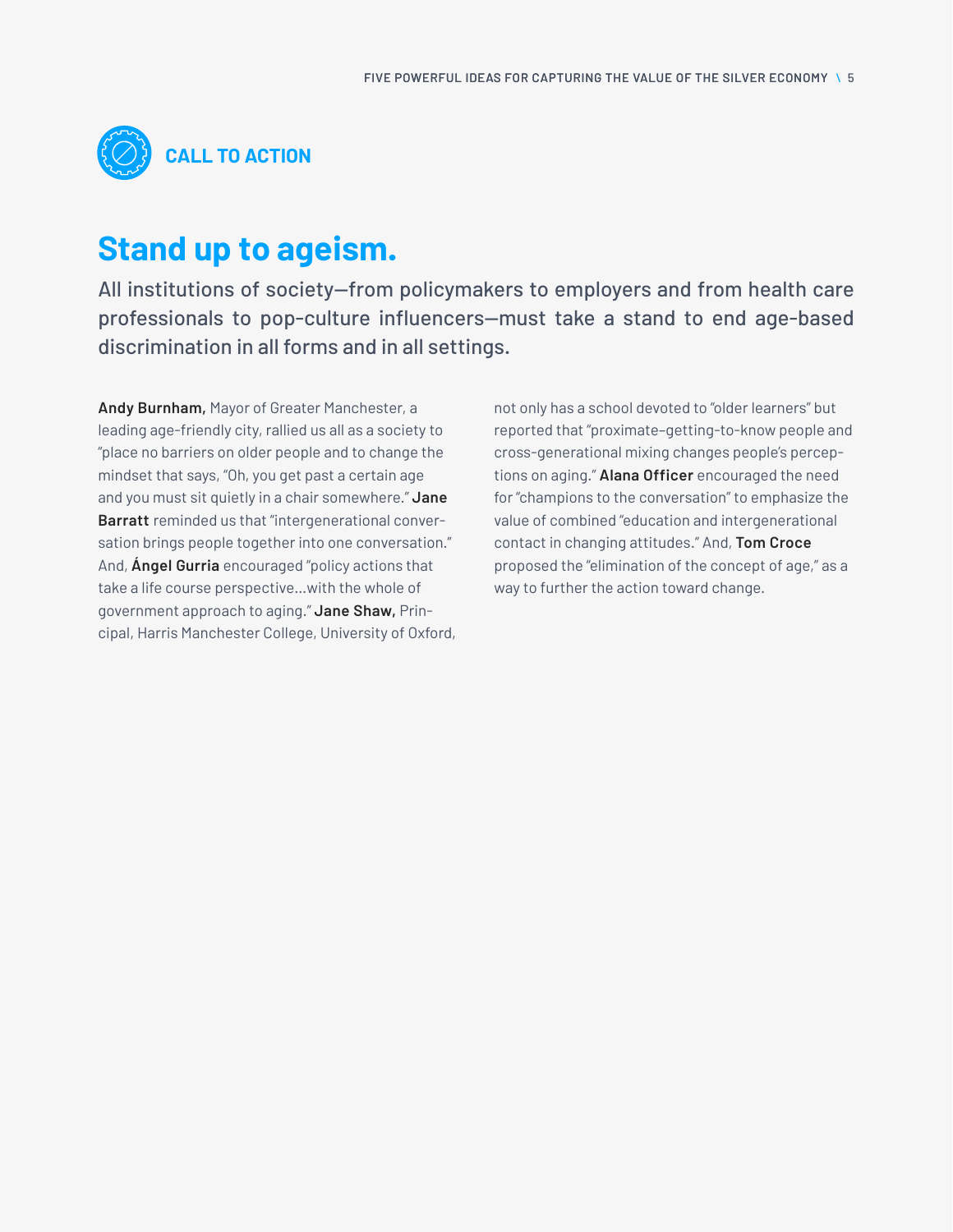## CALL TO ACTION

# Stand up to ageism.

All institutions of society—from policymakers to employers and from health care professionals to pop-culture influencers—must take a stand to end age-based discrimination in all forms and in all settings.

**Andy Burnham,** Mayor of Greater Manchester, a leading age-friendly city, rallied us all as a society to "place no barriers on older people and to change the mindset that says, "Oh, you get past a certain age and you must sit quietly in a chair somewhere." **Jane Barratt** reminded us that "intergenerational conversation brings people together into one conversation." And, **Ángel Gurria** encouraged "policy actions that take a life course perspective…with the whole of government approach to aging." **Jane Shaw,** Principal, Harris Manchester College, University of Oxford, not only has a school devoted to "older learners" but reported that "proximate–getting-to-know people and cross-generational mixing changes people's perceptions on aging." **Alana Officer** encouraged the need for "champions to the conversation" to emphasize the value of combined "education and intergenerational contact in changing attitudes." And, **Tom Croce** proposed the "elimination of the concept of age," as a way to further the action toward change.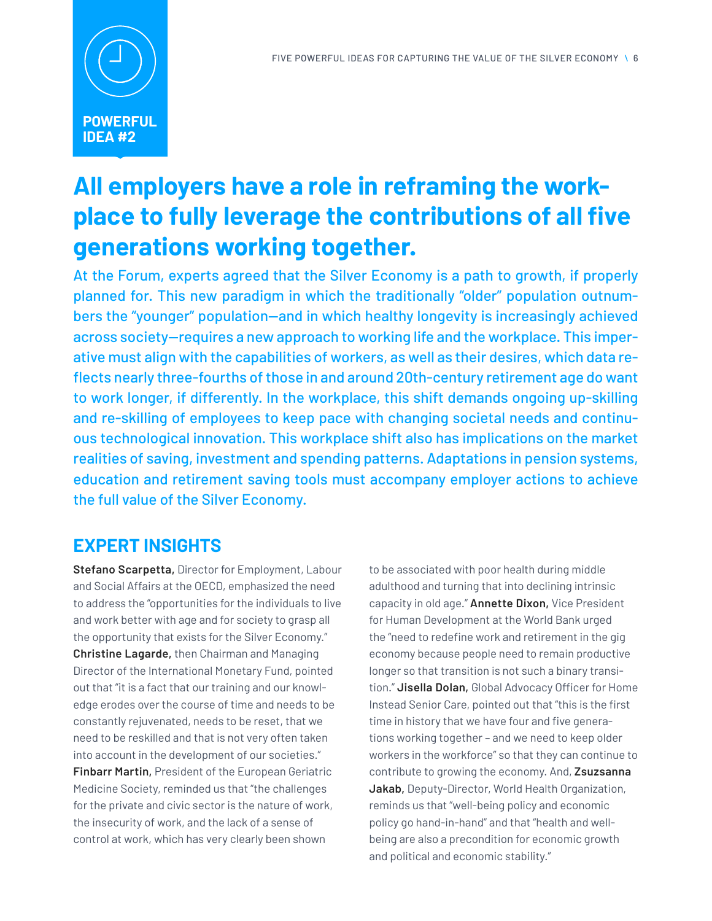POWERFUL IDEA #2

# All employers have a role in reframing the workplace to fully leverage the contributions of all five generations working together.

At the Forum, experts agreed that the Silver Economy is a path to growth, if properly planned for. This new paradigm in which the traditionally "older" population outnumbers the "younger" population—and in which healthy longevity is increasingly achieved across society—requires a new approach to working life and the workplace. This imperative must align with the capabilities of workers, as well as their desires, which data reflects nearly three-fourths of those in and around 20th-century retirement age do want to work longer, if differently. In the workplace, this shift demands ongoing up-skilling and re-skilling of employees to keep pace with changing societal needs and continuous technological innovation. This workplace shift also has implications on the market realities of saving, investment and spending patterns. Adaptations in pension systems, education and retirement saving tools must accompany employer actions to achieve the full value of the Silver Economy.

## EXPERT INSIGHTS

**Stefano Scarpetta,** Director for Employment, Labour and Social Affairs at the OECD, emphasized the need to address the "opportunities for the individuals to live and work better with age and for society to grasp all the opportunity that exists for the Silver Economy." **Christine Lagarde,** then Chairman and Managing Director of the International Monetary Fund, pointed out that "it is a fact that our training and our knowledge erodes over the course of time and needs to be constantly rejuvenated, needs to be reset, that we need to be reskilled and that is not very often taken into account in the development of our societies." **Finbarr Martin,** President of the European Geriatric Medicine Society, reminded us that "the challenges for the private and civic sector is the nature of work, the insecurity of work, and the lack of a sense of control at work, which has very clearly been shown to be associated with poor health during middle adulthood and turning that into declining intrinsic capacity in old age." **Annette Dixon,** Vice President for Human Development at the World Bank urged the "need to redefine work and retirement in the gig economy because people need to remain productive longer so that transition is not such a binary transition." **Jisella Dolan,** Global Advocacy Officer for Home Instead Senior Care, pointed out that "this is the first time in history that we have four and five generations working together – and we need to keep older workers in the workforce" so that they can continue to contribute to growing the economy. And, **Zsuzsanna Jakab,** Deputy-Director, World Health Organization, reminds us that "well-being policy and economic policy go hand-in-hand" and that "health and well-being are also a precondition for economic growth and political and economic stability."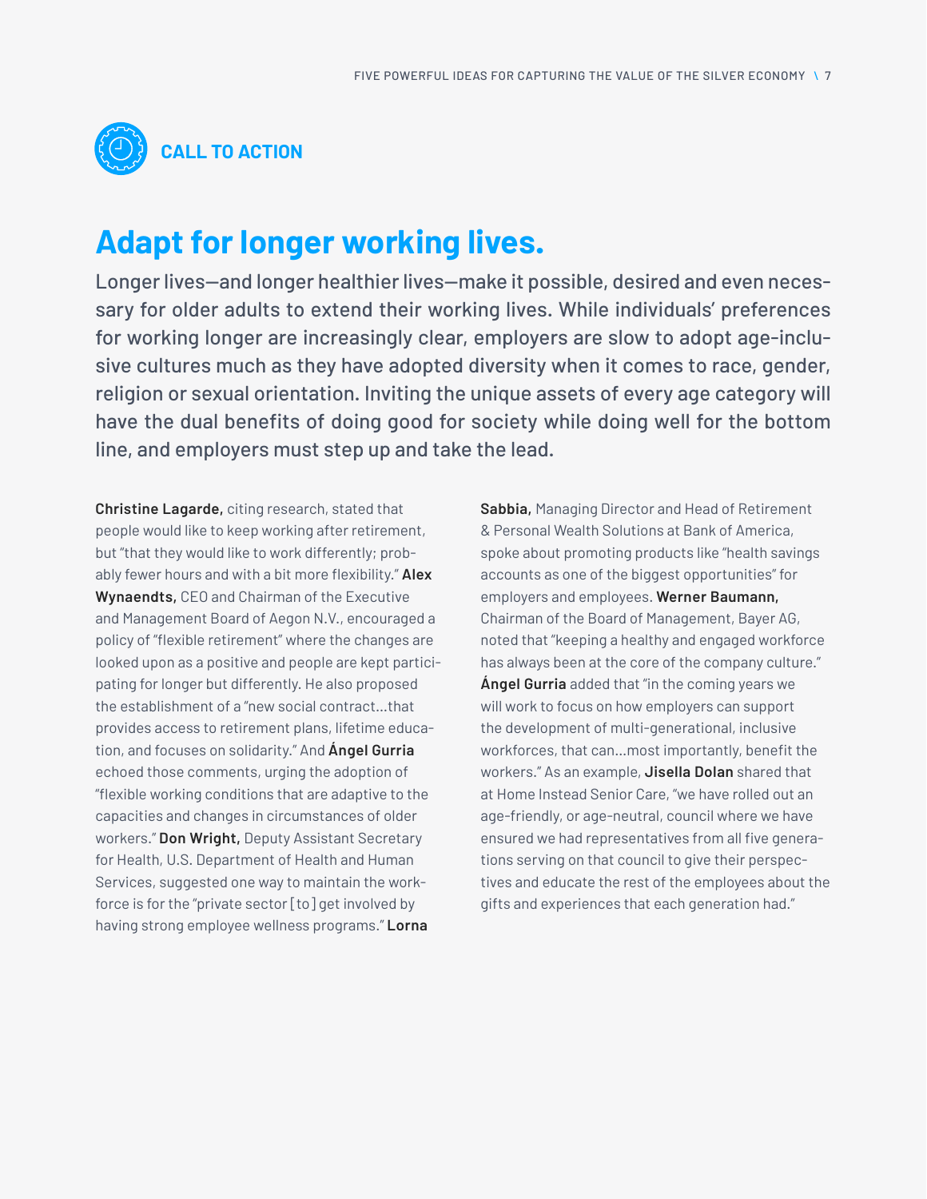**CALL TO ACTION**

# Adapt for longer working lives.

Longer lives—and longer healthier lives—make it possible, desired and even necessary for older adults to extend their working lives. While individuals' preferences for working longer are increasingly clear, employers are slow to adopt age-inclusive cultures much as they have adopted diversity when it comes to race, gender, religion or sexual orientation. Inviting the unique assets of every age category will have the dual benefits of doing good for society while doing well for the bottom line, and employers must step up and take the lead.

**Christine Lagarde,** citing research, stated that people would like to keep working after retirement, but "that they would like to work differently; probably fewer hours and with a bit more flexibility." **Alex Wynaendts,** CEO and Chairman of the Executive and Management Board of Aegon N.V., encouraged a policy of "flexible retirement" where the changes are looked upon as a positive and people are kept participating for longer but differently. He also proposed the establishment of a "new social contract…that provides access to retirement plans, lifetime education, and focuses on solidarity." And **Ángel Gurria** echoed those comments, urging the adoption of "flexible working conditions that are adaptive to the capacities and changes in circumstances of older workers." **Don Wright,** Deputy Assistant Secretary for Health, U.S. Department of Health and Human Services, suggested one way to maintain the workforce is for the "private sector [to] get involved by having strong employee wellness programs." **Lorna Sabbia,** Managing Director and Head of Retirement & Personal Wealth Solutions at Bank of America, spoke about promoting products like "health savings accounts as one of the biggest opportunities" for employers and employees. **Werner Baumann,** Chairman of the Board of Management, Bayer AG, noted that "keeping a healthy and engaged workforce has always been at the core of the company culture." **Ángel Gurria** added that "in the coming years we will work to focus on how employers can support the development of multi-generational, inclusive workforces, that can…most importantly, benefit the workers." As an example, **Jisella Dolan** shared that at Home Instead Senior Care, "we have rolled out an age-friendly, or age-neutral, council where we have ensured we had representatives from all five generations serving on that council to give their perspectives and educate the rest of the employees about the gifts and experiences that each generation had."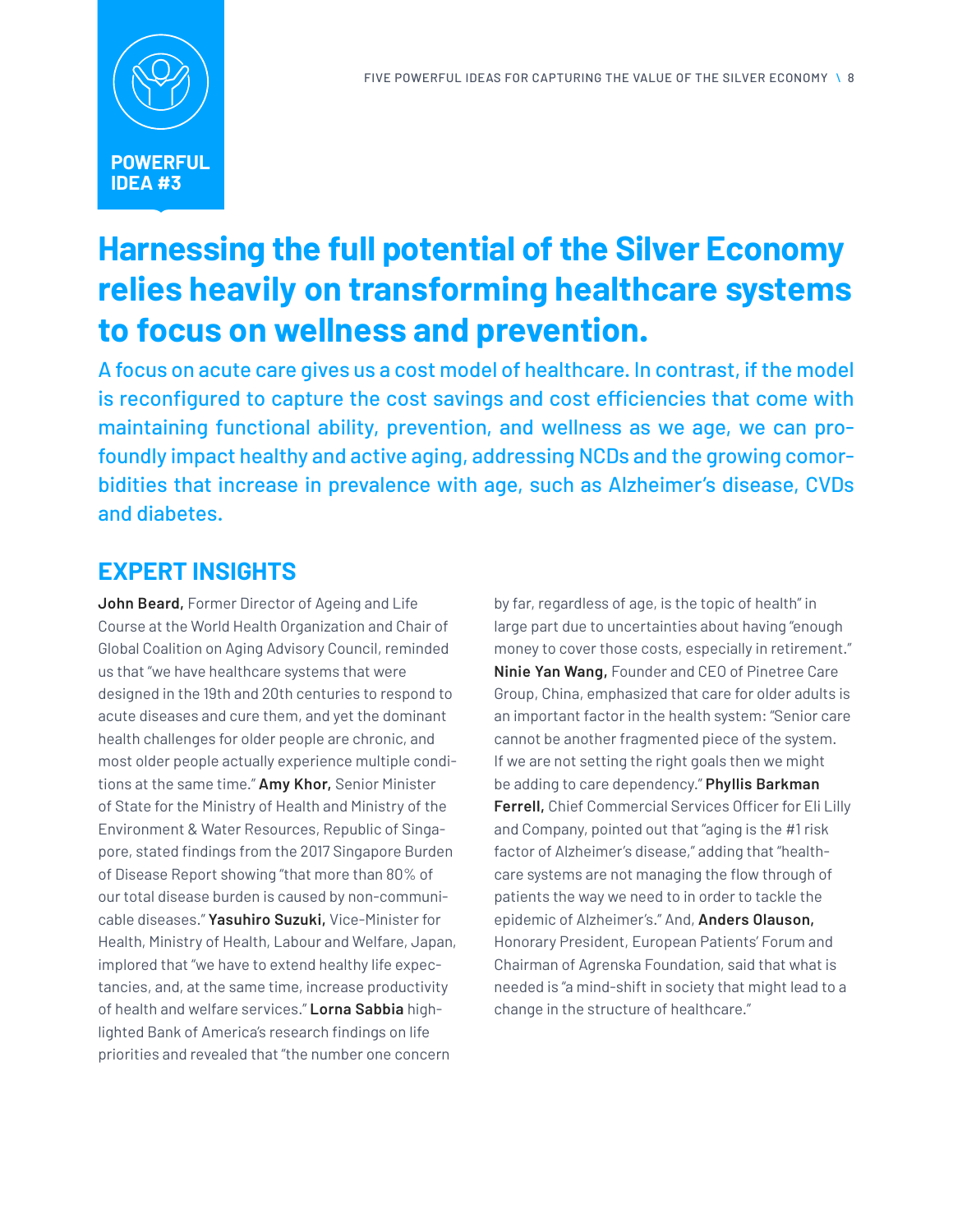**POWERFUL IDEA #3**

# Harnessing the full potential of the Silver Economy relies heavily on transforming healthcare systems to focus on wellness and prevention.

A focus on acute care gives us a cost model of healthcare. In contrast, if the model is reconfigured to capture the cost savings and cost efficiencies that come with maintaining functional ability, prevention, and wellness as we age, we can profoundly impact healthy and active aging, addressing NCDs and the growing comorbidities that increase in prevalence with age, such as Alzheimer's disease, CVDs and diabetes.

## EXPERT INSIGHTS

**John Beard,** Former Director of Ageing and Life Course at the World Health Organization and Chair of Global Coalition on Aging Advisory Council, reminded us that "we have healthcare systems that were designed in the 19th and 20th centuries to respond to acute diseases and cure them, and yet the dominant health challenges for older people are chronic, and most older people actually experience multiple conditions at the same time." **Amy Khor,** Senior Minister of State for the Ministry of Health and Ministry of the Environment & Water Resources, Republic of Singapore, stated findings from the 2017 Singapore Burden of Disease Report showing "that more than 80% of our total disease burden is caused by non-communicable diseases." **Yasuhiro Suzuki,** Vice-Minister for Health, Ministry of Health, Labour and Welfare, Japan, implored that "we have to extend healthy life expectancies, and, at the same time, increase productivity of health and welfare services." **Lorna Sabbia** highlighted Bank of America's research findings on life priorities and revealed that "the number one concern by far, regardless of age, is the topic of health" in large part due to uncertainties about having "enough money to cover those costs, especially in retirement." **Ninie Yan Wang,** Founder and CEO of Pinetree Care Group, China, emphasized that care for older adults is an important factor in the health system: "Senior care cannot be another fragmented piece of the system. If we are not setting the right goals then we might be adding to care dependency." **Phyllis Barkman Ferrell,** Chief Commercial Services Officer for Eli Lilly and Company, pointed out that "aging is the #1 risk factor of Alzheimer's disease," adding that "healthcare systems are not managing the flow through of patients the way we need to in order to tackle the epidemic of Alzheimer's." And, **Anders Olauson,** Honorary President, European Patients' Forum and Chairman of Agrenska Foundation, said that what is needed is "a mind-shift in society that might lead to a change in the structure of healthcare."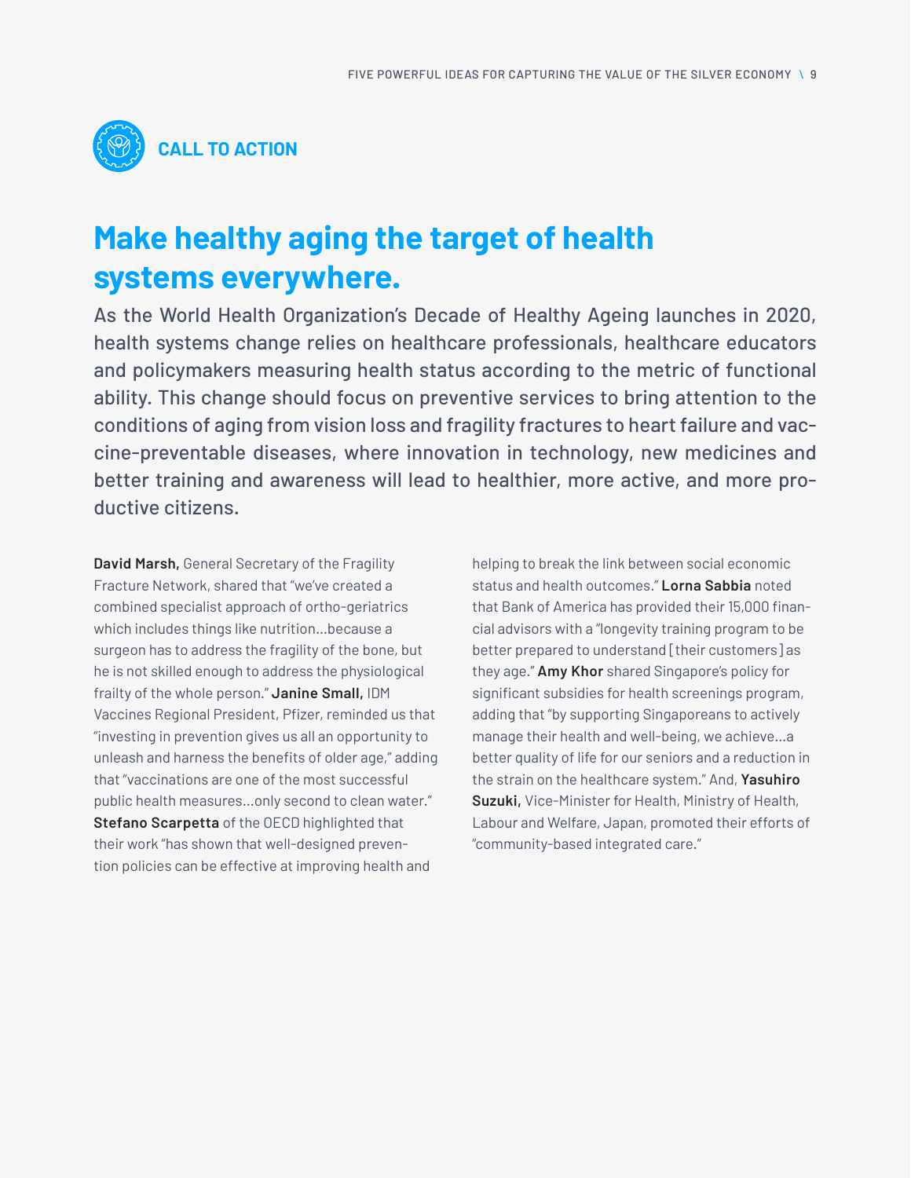## CALL TO ACTION

# Make healthy aging the target of health systems everywhere.

As the World Health Organization's Decade of Healthy Ageing launches in 2020, health systems change relies on healthcare professionals, healthcare educators and policymakers measuring health status according to the metric of functional ability. This change should focus on preventive services to bring attention to the conditions of aging from vision loss and fragility fractures to heart failure and vaccine-preventable diseases, where innovation in technology, new medicines and better training and awareness will lead to healthier, more active, and more productive citizens.

**David Marsh,** General Secretary of the Fragility Fracture Network, shared that "we've created a combined specialist approach of ortho-geriatrics which includes things like nutrition…because a surgeon has to address the fragility of the bone, but he is not skilled enough to address the physiological frailty of the whole person." **Janine Small,** IDM Vaccines Regional President, Pfizer, reminded us that "investing in prevention gives us all an opportunity to unleash and harness the benefits of older age," adding that "vaccinations are one of the most successful public health measures…only second to clean water." **Stefano Scarpetta** of the OECD highlighted that their work "has shown that well-designed prevention policies can be effective at improving health and helping to break the link between social economic status and health outcomes." **Lorna Sabbia** noted that Bank of America has provided their 15,000 financial advisors with a "longevity training program to be better prepared to understand [their customers] as they age." **Amy Khor** shared Singapore's policy for significant subsidies for health screenings program, adding that "by supporting Singaporeans to actively manage their health and well-being, we achieve…a better quality of life for our seniors and a reduction in the strain on the healthcare system." And, **Yasuhiro Suzuki,** Vice-Minister for Health, Ministry of Health, Labour and Welfare, Japan, promoted their efforts of "community-based integrated care."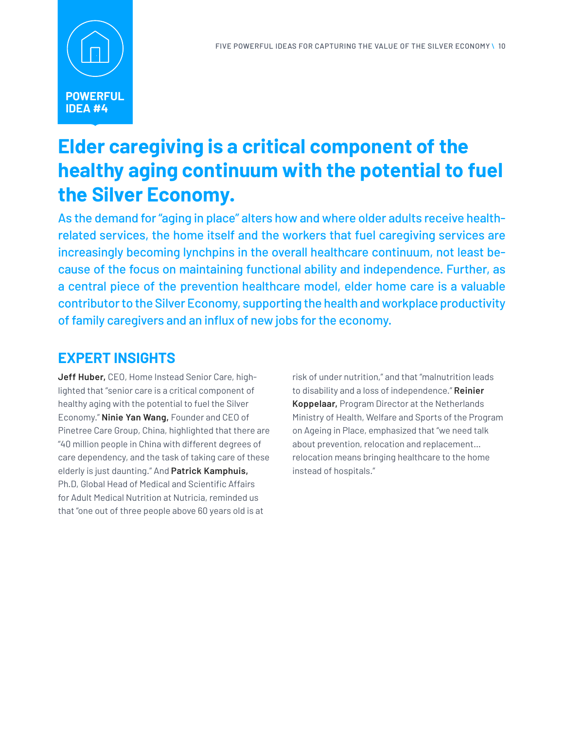**POWERFUL IDEA #4**

# Elder caregiving is a critical component of the healthy aging continuum with the potential to fuel the Silver Economy.

As the demand for "aging in place" alters how and where older adults receive health-related services, the home itself and the workers that fuel caregiving services are increasingly becoming lynchpins in the overall healthcare continuum, not least because of the focus on maintaining functional ability and independence. Further, as a central piece of the prevention healthcare model, elder home care is a valuable contributor to the Silver Economy, supporting the health and workplace productivity of family caregivers and an influx of new jobs for the economy.

## EXPERT INSIGHTS

**Jeff Huber,** CEO, Home Instead Senior Care, highlighted that "senior care is a critical component of healthy aging with the potential to fuel the Silver Economy." **Ninie Yan Wang,** Founder and CEO of Pinetree Care Group, China, highlighted that there are "40 million people in China with different degrees of care dependency, and the task of taking care of these elderly is just daunting." And **Patrick Kamphuis,** Ph.D, Global Head of Medical and Scientific Affairs for Adult Medical Nutrition at Nutricia, reminded us that "one out of three people above 60 years old is at risk of under nutrition," and that "malnutrition leads to disability and a loss of independence." **Reinier Koppelaar,** Program Director at the Netherlands Ministry of Health, Welfare and Sports of the Program on Ageing in Place, emphasized that "we need talk about prevention, relocation and replacement… relocation means bringing healthcare to the home instead of hospitals."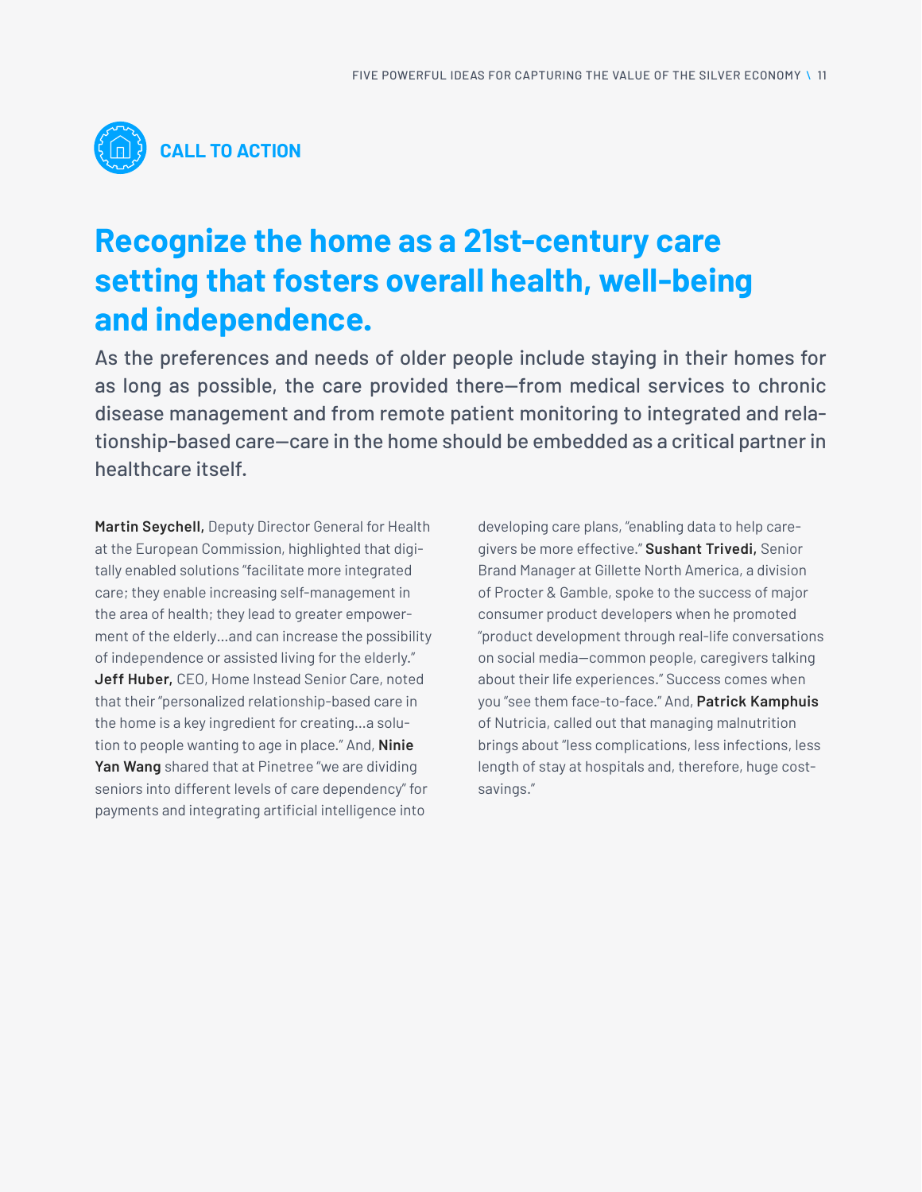## CALL TO ACTION

# Recognize the home as a 21st-century care setting that fosters overall health, well-being and independence.

As the preferences and needs of older people include staying in their homes for as long as possible, the care provided there—from medical services to chronic disease management and from remote patient monitoring to integrated and relationship-based care—care in the home should be embedded as a critical partner in healthcare itself.

**Martin Seychell,** Deputy Director General for Health at the European Commission, highlighted that digitally enabled solutions "facilitate more integrated care; they enable increasing self-management in the area of health; they lead to greater empowerment of the elderly…and can increase the possibility of independence or assisted living for the elderly." **Jeff Huber,** CEO, Home Instead Senior Care, noted that their "personalized relationship-based care in the home is a key ingredient for creating…a solution to people wanting to age in place." And, **Ninie Yan Wang** shared that at Pinetree "we are dividing seniors into different levels of care dependency" for payments and integrating artificial intelligence into developing care plans, "enabling data to help caregivers be more effective." **Sushant Trivedi,** Senior Brand Manager at Gillette North America, a division of Procter & Gamble, spoke to the success of major consumer product developers when he promoted "product development through real-life conversations on social media—common people, caregivers talking about their life experiences." Success comes when you "see them face-to-face." And, **Patrick Kamphuis** of Nutricia, called out that managing malnutrition brings about "less complications, less infections, less length of stay at hospitals and, therefore, huge cost-savings."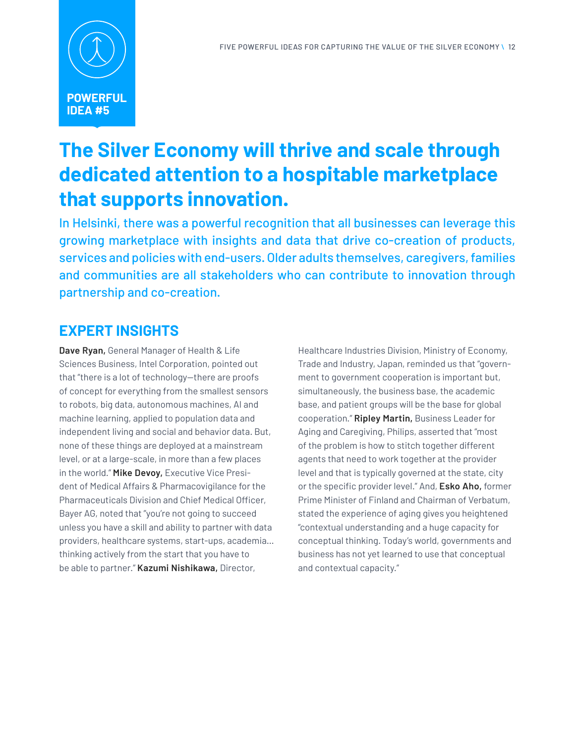**POWERFUL IDEA #5**

# The Silver Economy will thrive and scale through dedicated attention to a hospitable marketplace that supports innovation.

In Helsinki, there was a powerful recognition that all businesses can leverage this growing marketplace with insights and data that drive co-creation of products, services and policies with end-users. Older adults themselves, caregivers, families and communities are all stakeholders who can contribute to innovation through partnership and co-creation.

## EXPERT INSIGHTS

**Dave Ryan,** General Manager of Health & Life Sciences Business, Intel Corporation, pointed out that "there is a lot of technology—there are proofs of concept for everything from the smallest sensors to robots, big data, autonomous machines, AI and machine learning, applied to population data and independent living and social and behavior data. But, none of these things are deployed at a mainstream level, or at a large-scale, in more than a few places in the world." **Mike Devoy,** Executive Vice President of Medical Affairs & Pharmacovigilance for the Pharmaceuticals Division and Chief Medical Officer, Bayer AG, noted that "you're not going to succeed unless you have a skill and ability to partner with data providers, healthcare systems, start-ups, academia... thinking actively from the start that you have to be able to partner." **Kazumi Nishikawa,** Director, Healthcare Industries Division, Ministry of Economy, Trade and Industry, Japan, reminded us that "government to government cooperation is important but, simultaneously, the business base, the academic base, and patient groups will be the base for global cooperation." **Ripley Martin,** Business Leader for Aging and Caregiving, Philips, asserted that "most of the problem is how to stitch together different agents that need to work together at the provider level and that is typically governed at the state, city or the specific provider level." And, **Esko Aho,** former Prime Minister of Finland and Chairman of Verbatum, stated the experience of aging gives you heightened "contextual understanding and a huge capacity for conceptual thinking. Today's world, governments and business has not yet learned to use that conceptual and contextual capacity."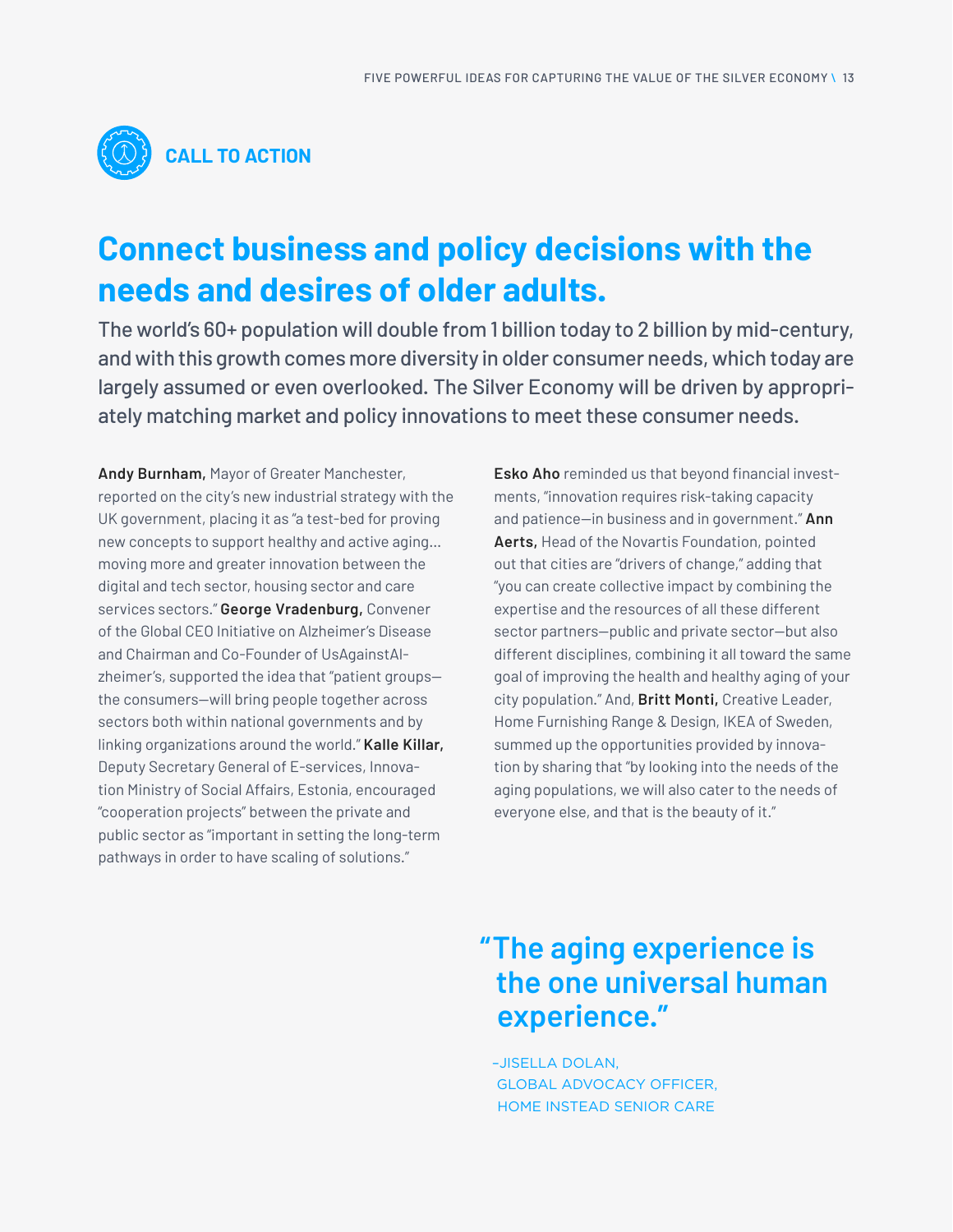**CALL TO ACTION**

# Connect business and policy decisions with the needs and desires of older adults.

**The world's 60+ population will double from 1 billion today to 2 billion by mid-century, and with this growth comes more diversity in older consumer needs, which today are largely assumed or even overlooked. The Silver Economy will be driven by appropriately matching market and policy innovations to meet these consumer needs.**

**Andy Burnham,** Mayor of Greater Manchester, reported on the city's new industrial strategy with the UK government, placing it as "a test-bed for proving new concepts to support healthy and active aging… moving more and greater innovation between the digital and tech sector, housing sector and care services sectors." **George Vradenburg,** Convener of the Global CEO Initiative on Alzheimer's Disease and Chairman and Co-Founder of UsAgainstAlzheimer's, supported the idea that "patient groups—the consumers—will bring people together across sectors both within national governments and by linking organizations around the world." **Kalle Killar,** Deputy Secretary General of E-services, Innovation Ministry of Social Affairs, Estonia, encouraged "cooperation projects" between the private and public sector as "important in setting the long-term pathways in order to have scaling of solutions."

**Esko Aho** reminded us that beyond financial investments, "innovation requires risk-taking capacity and patience—in business and in government." **Ann Aerts,** Head of the Novartis Foundation, pointed out that cities are "drivers of change," adding that "you can create collective impact by combining the expertise and the resources of all these different sector partners—public and private sector—but also different disciplines, combining it all toward the same goal of improving the health and healthy aging of your city population." And, **Britt Monti,** Creative Leader, Home Furnishing Range & Design, IKEA of Sweden, summed up the opportunities provided by innovation by sharing that "by looking into the needs of the aging populations, we will also cater to the needs of everyone else, and that is the beauty of it."

> **"The aging experience is the one universal human experience."**
>
> –JISELLA DOLAN, GLOBAL ADVOCACY OFFICER, HOME INSTEAD SENIOR CARE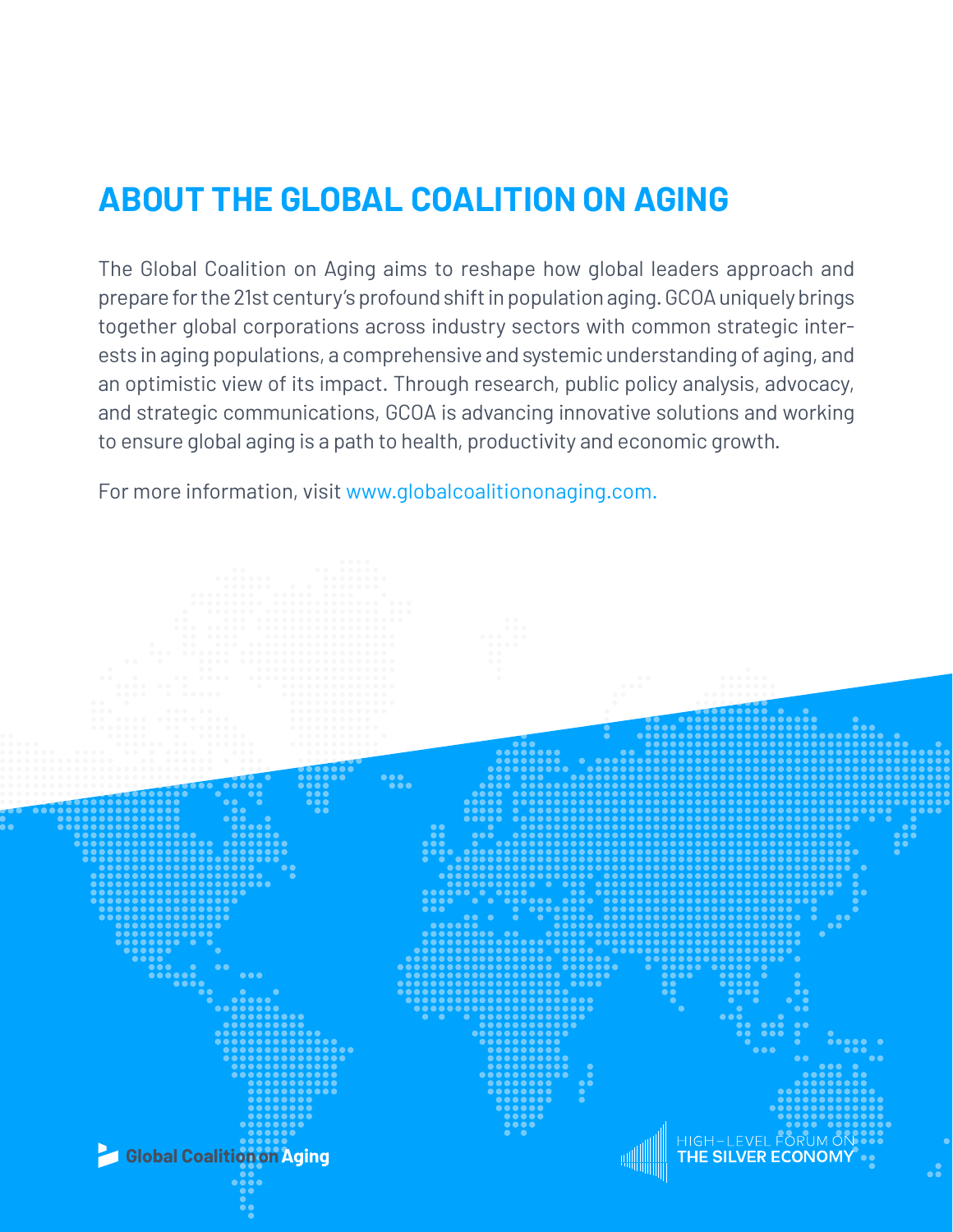# ABOUT THE GLOBAL COALITION ON AGING

The Global Coalition on Aging aims to reshape how global leaders approach and prepare for the 21st century's profound shift in population aging. GCOA uniquely brings together global corporations across industry sectors with common strategic interests in aging populations, a comprehensive and systemic understanding of aging, and an optimistic view of its impact. Through research, public policy analysis, advocacy, and strategic communications, GCOA is advancing innovative solutions and working to ensure global aging is a path to health, productivity and economic growth.

For more information, visit www.globalcoalitiononaging.com.

Global Coalition on Aging

HIGH–LEVEL FORUM ON THE SILVER ECONOMY